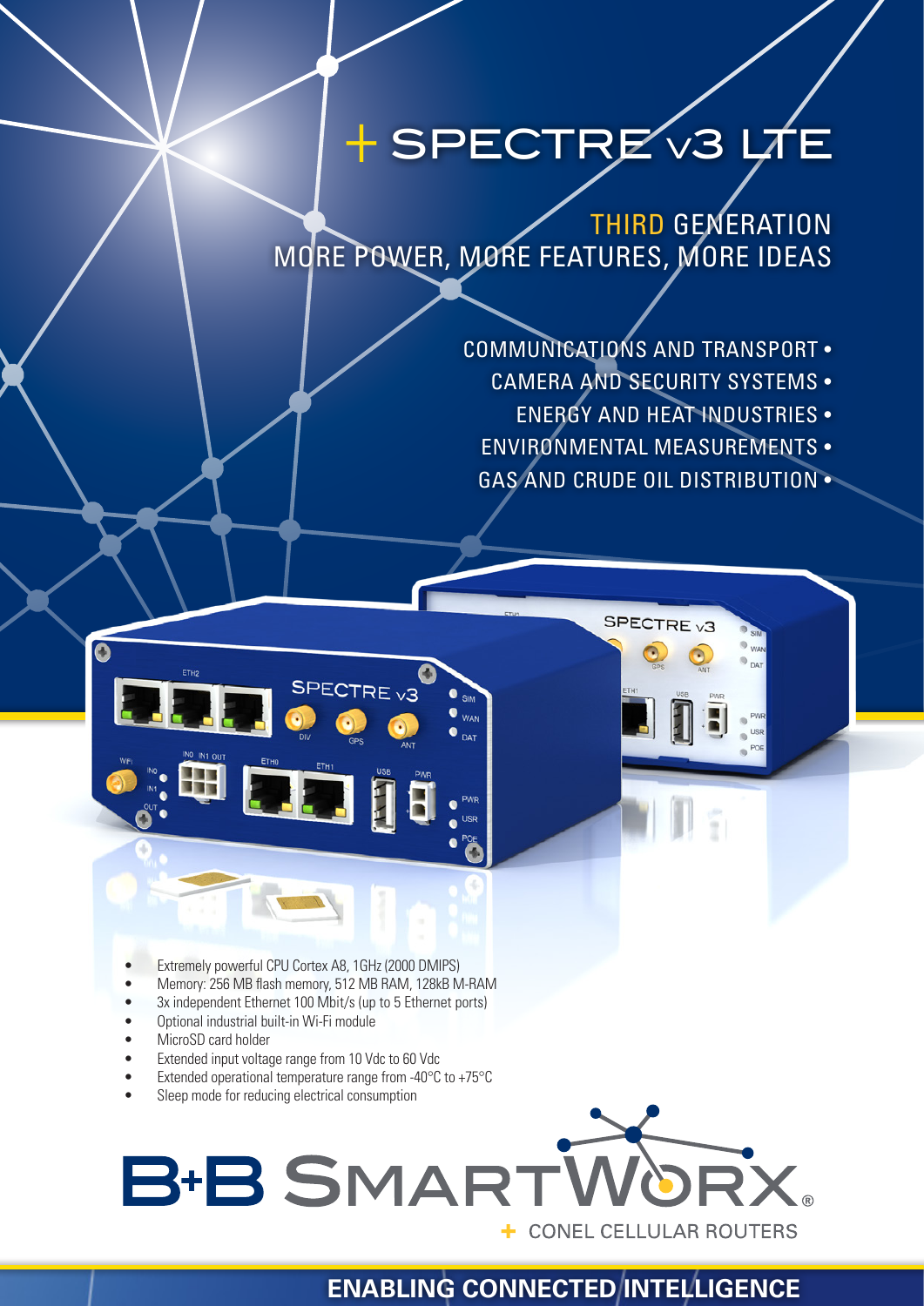# + SPECTRE v3 LTE

## THIRD GENERATION
## MORE POWER, MORE FEATURES, MORE IDEAS

- COMMUNICATIONS AND TRANSPORT
- CAMERA AND SECURITY SYSTEMS
- ENERGY AND HEAT INDUSTRIES
- ENVIRONMENTAL MEASUREMENTS
- GAS AND CRUDE OIL DISTRIBUTION

- Extremely powerful CPU Cortex A8, 1GHz (2000 DMIPS)
- Memory: 256 MB flash memory, 512 MB RAM, 128kB M-RAM
- 3x independent Ethernet 100 Mbit/s (up to 5 Ethernet ports)
- Optional industrial built-in Wi-Fi module
- MicroSD card holder
- Extended input voltage range from 10 Vdc to 60 Vdc
- Extended operational temperature range from -40°C to +75°C
- Sleep mode for reducing electrical consumption

B+B SMARTWORX®

+ CONEL CELLULAR ROUTERS

**ENABLING CONNECTED INTELLIGENCE**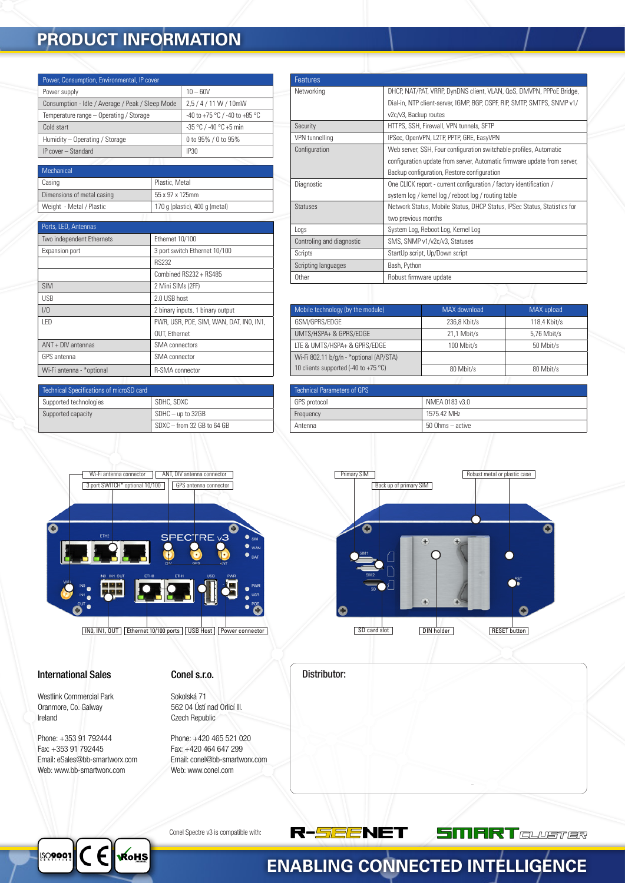# PRODUCT INFORMATION

| Power, Consumption, Environmental, IP cover | |
|---|---|
| Power supply | 10 – 60V |
| Consumption - Idle / Average / Peak / Sleep Mode | 2,5 / 4 / 11 W / 10mW |
| Temperature range – Operating / Storage | -40 to +75 °C / -40 to +85 °C |
| Cold start | -35 °C / -40 °C +5 min |
| Humidity – Operating / Storage | 0 to 95% / 0 to 95% |
| IP cover – Standard | IP30 |

| Mechanical | |
|---|---|
| Casing | Plastic, Metal |
| Dimensions of metal casing | 55 x 97 x 125mm |
| Weight - Metal / Plastic | 170 g (plastic), 400 g (metal) |

| Ports, LED, Antennas | |
|---|---|
| Two independent Ethernets | Ethernet 10/100 |
| Expansion port | 3 port switch Ethernet 10/100 |
| | RS232 |
| | Combined RS232 + RS485 |
| SIM | 2 Mini SIMs (2FF) |
| USB | 2.0 USB host |
| I/O | 2 binary inputs, 1 binary output |
| LED | PWR, USR, POE, SIM, WAN, DAT, IN0, IN1, OUT, Ethernet |
| ANT + DIV antennas | SMA connectors |
| GPS antenna | SMA connector |
| Wi-Fi antenna - *optional | R-SMA connector |

| Technical Specifications of microSD card | |
|---|---|
| Supported technologies | SDHC, SDXC |
| Supported capacity | SDHC – up to 32GB |
| | SDXC – from 32 GB to 64 GB |

| Features | |
|---|---|
| Networking | DHCP, NAT/PAT, VRRP, DynDNS client, VLAN, QoS, DMVPN, PPPoE Bridge, Dial-in, NTP client-server, IGMP, BGP, OSPF, RIP, SMTP, SMTPS, SNMP v1/v2c/v3, Backup routes |
| Security | HTTPS, SSH, Firewall, VPN tunnels, SFTP |
| VPN tunnelling | IPSec, OpenVPN, L2TP, PPTP, GRE, EasyVPN |
| Configuration | Web server, SSH, Four configuration switchable profiles, Automatic configuration update from server, Automatic firmware update from server, Backup configuration, Restore configuration |
| Diagnostic | One CLICK report - current configuration / factory identification / system log / kernel log / reboot log / routing table |
| Statuses | Network Status, Mobile Status, DHCP Status, IPSec Status, Statistics for two previous months |
| Logs | System Log, Reboot Log, Kernel Log |
| Controling and diagnostic | SMS, SNMP v1/v2c/v3, Statuses |
| Scripts | StartUp script, Up/Down script |
| Scripting languages | Bash, Python |
| Other | Robust firmware update |

| Mobile technology (by the module) | MAX download | MAX upload |
|---|---|---|
| GSM/GPRS/EDGE | 236,8 Kbit/s | 118,4 Kbit/s |
| UMTS/HSPA+ & GPRS/EDGE | 21,1 Mbit/s | 5,76 Mbit/s |
| LTE & UMTS/HSPA+ & GPRS/EDGE | 100 Mbit/s | 50 Mbit/s |
| Wi-Fi 802.11 b/g/n - *optional (AP/STA) 10 clients supported (-40 to +75 °C) | 80 Mbit/s | 80 Mbit/s |

| Technical Parameters of GPS | |
|---|---|
| GPS protocol | NMEA 0183 v3.0 |
| Frequency | 1575.42 MHz |
| Antenna | 50 Ohms – active |

Wi-Fi antenna connector
ANT, DIV antenna connector
3 port SWITCH* optional 10/100
GPS antenna connector
IN0, IN1, OUT
Ethernet 10/100 ports
USB Host
Power connector

Primary SIM
Back up of primary SIM
Robust metal or plastic case
SD card slot
DIN holder
RESET button

## International Sales

Westlink Commercial Park
Oranmore, Co. Galway
Ireland

Phone: +353 91 792444
Fax: +353 91 792445
Email: eSales@bb-smartworx.com
Web: www.bb-smartworx.com

## Conel s.r.o.

Sokolská 71
562 04 Ústí nad Orlicí III.
Czech Republic

Phone: +420 465 521 020
Fax: +420 464 647 299
Email: conel@bb-smartworx.com
Web: www.conel.com

## Distributor:

Conel Spectre v3 is compatible with: R-SEENET SMARTCLUSTER

ISO9001 CE RoHS

ENABLING CONNECTED INTELLIGENCE